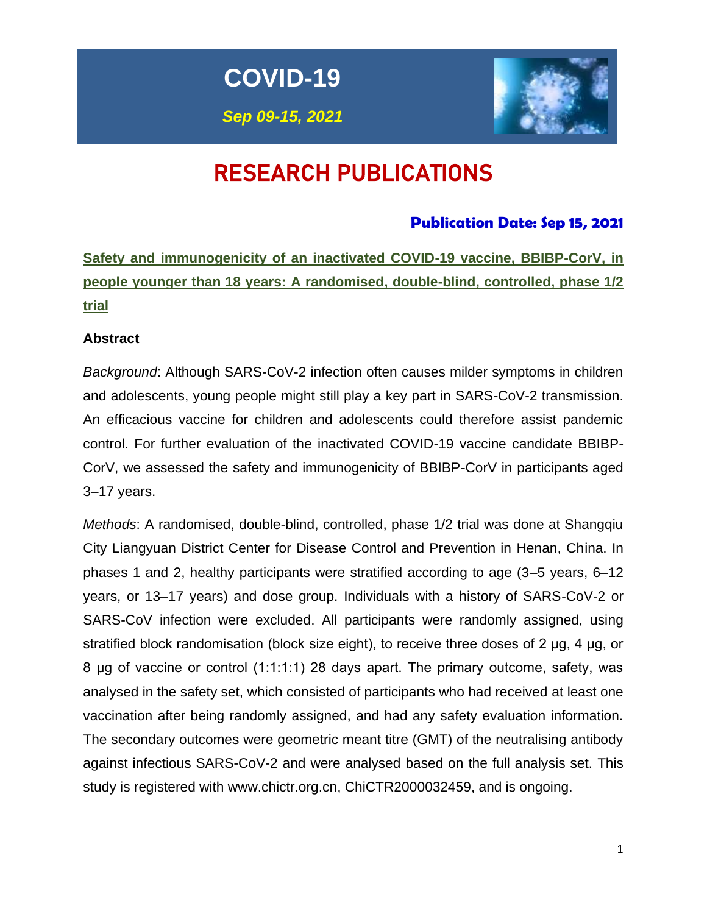# COVID-19

***Sep 09-15, 2021***

# RESEARCH PUBLICATIONS

**Publication Date: Sep 15, 2021**

## Safety and immunogenicity of an inactivated COVID-19 vaccine, BBIBP-CorV, in people younger than 18 years: A randomised, double-blind, controlled, phase 1/2 trial

**Abstract**

*Background*: Although SARS-CoV-2 infection often causes milder symptoms in children and adolescents, young people might still play a key part in SARS-CoV-2 transmission. An efficacious vaccine for children and adolescents could therefore assist pandemic control. For further evaluation of the inactivated COVID-19 vaccine candidate BBIBP-CorV, we assessed the safety and immunogenicity of BBIBP-CorV in participants aged 3–17 years.

*Methods*: A randomised, double-blind, controlled, phase 1/2 trial was done at Shangqiu City Liangyuan District Center for Disease Control and Prevention in Henan, China. In phases 1 and 2, healthy participants were stratified according to age (3–5 years, 6–12 years, or 13–17 years) and dose group. Individuals with a history of SARS-CoV-2 or SARS-CoV infection were excluded. All participants were randomly assigned, using stratified block randomisation (block size eight), to receive three doses of 2 μg, 4 μg, or 8 μg of vaccine or control (1:1:1:1) 28 days apart. The primary outcome, safety, was analysed in the safety set, which consisted of participants who had received at least one vaccination after being randomly assigned, and had any safety evaluation information. The secondary outcomes were geometric meant titre (GMT) of the neutralising antibody against infectious SARS-CoV-2 and were analysed based on the full analysis set. This study is registered with www.chictr.org.cn, ChiCTR2000032459, and is ongoing.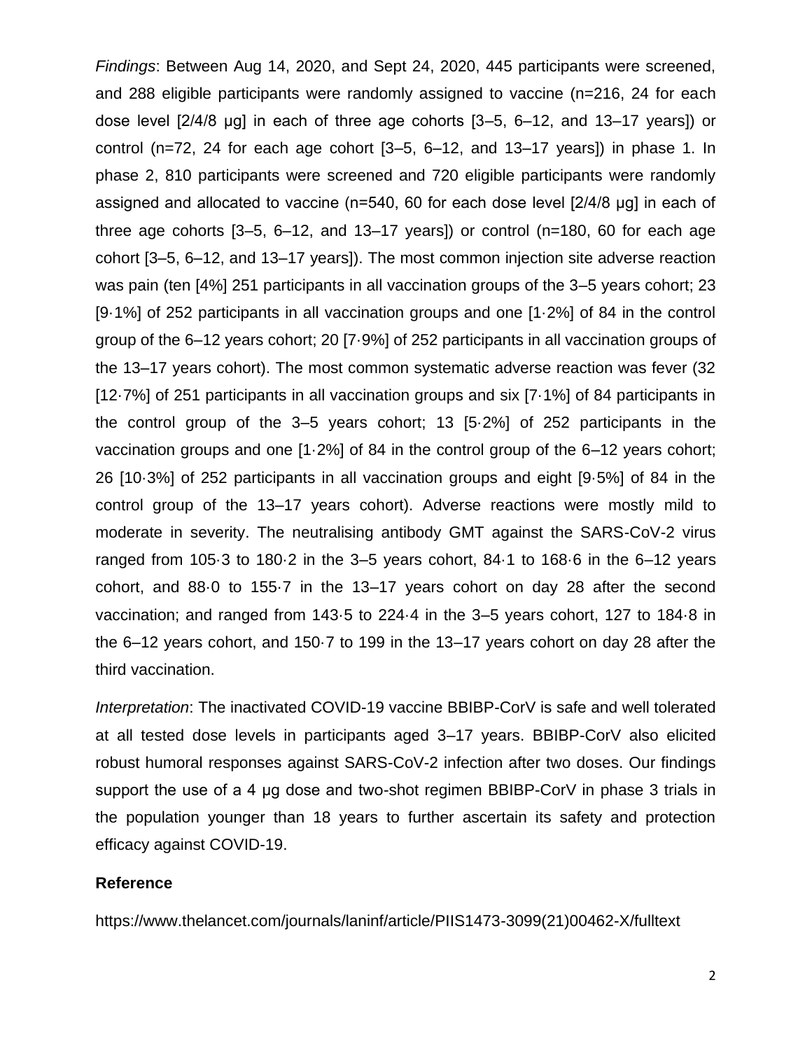*Findings*: Between Aug 14, 2020, and Sept 24, 2020, 445 participants were screened, and 288 eligible participants were randomly assigned to vaccine (n=216, 24 for each dose level [2/4/8 μg] in each of three age cohorts [3–5, 6–12, and 13–17 years]) or control (n=72, 24 for each age cohort [3–5, 6–12, and 13–17 years]) in phase 1. In phase 2, 810 participants were screened and 720 eligible participants were randomly assigned and allocated to vaccine (n=540, 60 for each dose level [2/4/8 μg] in each of three age cohorts [3–5, 6–12, and 13–17 years]) or control (n=180, 60 for each age cohort [3–5, 6–12, and 13–17 years]). The most common injection site adverse reaction was pain (ten [4%] 251 participants in all vaccination groups of the 3–5 years cohort; 23 [9·1%] of 252 participants in all vaccination groups and one [1·2%] of 84 in the control group of the 6–12 years cohort; 20 [7·9%] of 252 participants in all vaccination groups of the 13–17 years cohort). The most common systematic adverse reaction was fever (32 [12·7%] of 251 participants in all vaccination groups and six [7·1%] of 84 participants in the control group of the 3–5 years cohort; 13 [5·2%] of 252 participants in the vaccination groups and one [1·2%] of 84 in the control group of the 6–12 years cohort; 26 [10·3%] of 252 participants in all vaccination groups and eight [9·5%] of 84 in the control group of the 13–17 years cohort). Adverse reactions were mostly mild to moderate in severity. The neutralising antibody GMT against the SARS-CoV-2 virus ranged from 105·3 to 180·2 in the 3–5 years cohort, 84·1 to 168·6 in the 6–12 years cohort, and 88·0 to 155·7 in the 13–17 years cohort on day 28 after the second vaccination; and ranged from 143·5 to 224·4 in the 3–5 years cohort, 127 to 184·8 in the 6–12 years cohort, and 150·7 to 199 in the 13–17 years cohort on day 28 after the third vaccination.

*Interpretation*: The inactivated COVID-19 vaccine BBIBP-CorV is safe and well tolerated at all tested dose levels in participants aged 3–17 years. BBIBP-CorV also elicited robust humoral responses against SARS-CoV-2 infection after two doses. Our findings support the use of a 4 μg dose and two-shot regimen BBIBP-CorV in phase 3 trials in the population younger than 18 years to further ascertain its safety and protection efficacy against COVID-19.

**Reference**

https://www.thelancet.com/journals/laninf/article/PIIS1473-3099(21)00462-X/fulltext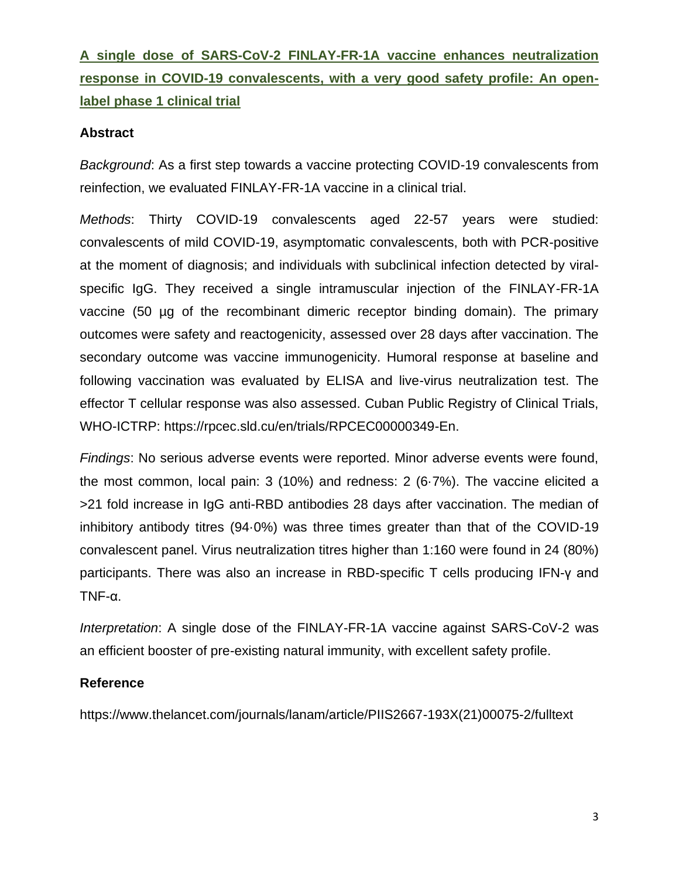## A single dose of SARS-CoV-2 FINLAY-FR-1A vaccine enhances neutralization response in COVID-19 convalescents, with a very good safety profile: An open-label phase 1 clinical trial

### Abstract

*Background*: As a first step towards a vaccine protecting COVID-19 convalescents from reinfection, we evaluated FINLAY-FR-1A vaccine in a clinical trial.

*Methods*: Thirty COVID-19 convalescents aged 22-57 years were studied: convalescents of mild COVID-19, asymptomatic convalescents, both with PCR-positive at the moment of diagnosis; and individuals with subclinical infection detected by viral-specific IgG. They received a single intramuscular injection of the FINLAY-FR-1A vaccine (50 µg of the recombinant dimeric receptor binding domain). The primary outcomes were safety and reactogenicity, assessed over 28 days after vaccination. The secondary outcome was vaccine immunogenicity. Humoral response at baseline and following vaccination was evaluated by ELISA and live-virus neutralization test. The effector T cellular response was also assessed. Cuban Public Registry of Clinical Trials, WHO-ICTRP: https://rpcec.sld.cu/en/trials/RPCEC00000349-En.

*Findings*: No serious adverse events were reported. Minor adverse events were found, the most common, local pain: 3 (10%) and redness: 2 (6·7%). The vaccine elicited a >21 fold increase in IgG anti-RBD antibodies 28 days after vaccination. The median of inhibitory antibody titres (94·0%) was three times greater than that of the COVID-19 convalescent panel. Virus neutralization titres higher than 1:160 were found in 24 (80%) participants. There was also an increase in RBD-specific T cells producing IFN-γ and TNF-α.

*Interpretation*: A single dose of the FINLAY-FR-1A vaccine against SARS-CoV-2 was an efficient booster of pre-existing natural immunity, with excellent safety profile.

### Reference

https://www.thelancet.com/journals/lanam/article/PIIS2667-193X(21)00075-2/fulltext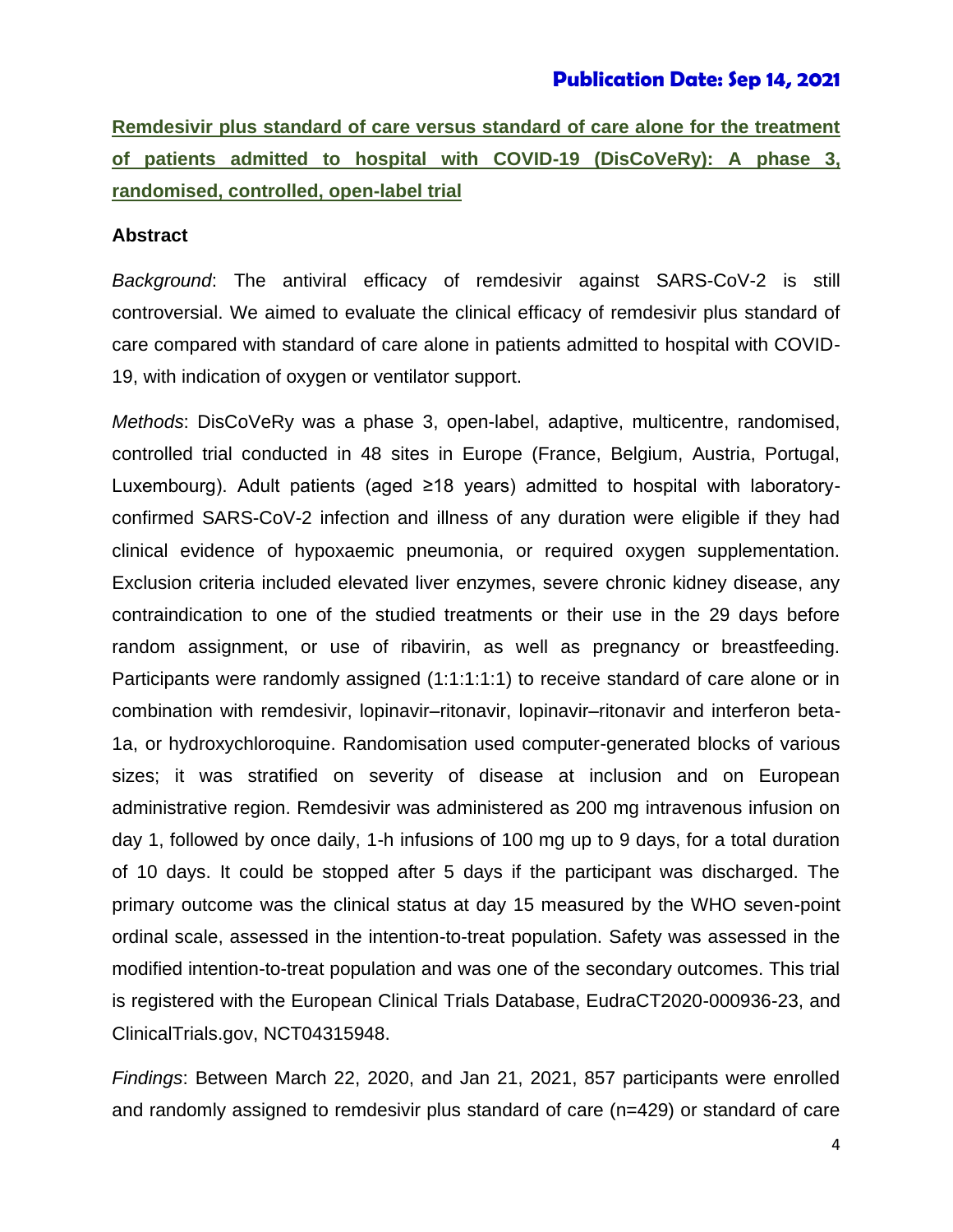**Publication Date: Sep 14, 2021**

## Remdesivir plus standard of care versus standard of care alone for the treatment of patients admitted to hospital with COVID-19 (DisCoVeRy): A phase 3, randomised, controlled, open-label trial

### Abstract

*Background*: The antiviral efficacy of remdesivir against SARS-CoV-2 is still controversial. We aimed to evaluate the clinical efficacy of remdesivir plus standard of care compared with standard of care alone in patients admitted to hospital with COVID-19, with indication of oxygen or ventilator support.

*Methods*: DisCoVeRy was a phase 3, open-label, adaptive, multicentre, randomised, controlled trial conducted in 48 sites in Europe (France, Belgium, Austria, Portugal, Luxembourg). Adult patients (aged ≥18 years) admitted to hospital with laboratory-confirmed SARS-CoV-2 infection and illness of any duration were eligible if they had clinical evidence of hypoxaemic pneumonia, or required oxygen supplementation. Exclusion criteria included elevated liver enzymes, severe chronic kidney disease, any contraindication to one of the studied treatments or their use in the 29 days before random assignment, or use of ribavirin, as well as pregnancy or breastfeeding. Participants were randomly assigned (1:1:1:1:1) to receive standard of care alone or in combination with remdesivir, lopinavir–ritonavir, lopinavir–ritonavir and interferon beta-1a, or hydroxychloroquine. Randomisation used computer-generated blocks of various sizes; it was stratified on severity of disease at inclusion and on European administrative region. Remdesivir was administered as 200 mg intravenous infusion on day 1, followed by once daily, 1-h infusions of 100 mg up to 9 days, for a total duration of 10 days. It could be stopped after 5 days if the participant was discharged. The primary outcome was the clinical status at day 15 measured by the WHO seven-point ordinal scale, assessed in the intention-to-treat population. Safety was assessed in the modified intention-to-treat population and was one of the secondary outcomes. This trial is registered with the European Clinical Trials Database, EudraCT2020-000936-23, and ClinicalTrials.gov, NCT04315948.

*Findings*: Between March 22, 2020, and Jan 21, 2021, 857 participants were enrolled and randomly assigned to remdesivir plus standard of care (n=429) or standard of care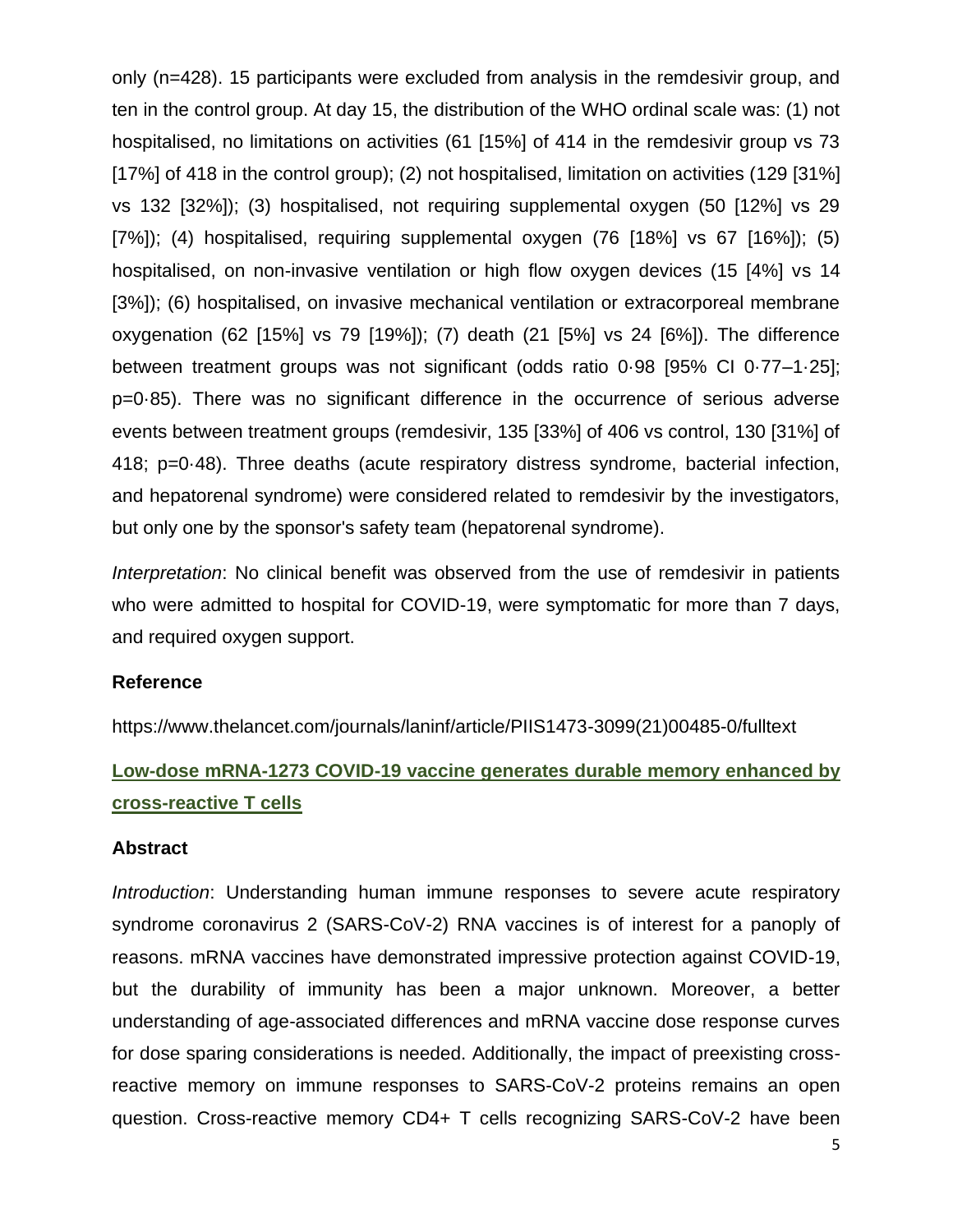only (n=428). 15 participants were excluded from analysis in the remdesivir group, and ten in the control group. At day 15, the distribution of the WHO ordinal scale was: (1) not hospitalised, no limitations on activities (61 [15%] of 414 in the remdesivir group vs 73 [17%] of 418 in the control group); (2) not hospitalised, limitation on activities (129 [31%] vs 132 [32%]); (3) hospitalised, not requiring supplemental oxygen (50 [12%] vs 29 [7%]); (4) hospitalised, requiring supplemental oxygen (76 [18%] vs 67 [16%]); (5) hospitalised, on non-invasive ventilation or high flow oxygen devices (15 [4%] vs 14 [3%]); (6) hospitalised, on invasive mechanical ventilation or extracorporeal membrane oxygenation (62 [15%] vs 79 [19%]); (7) death (21 [5%] vs 24 [6%]). The difference between treatment groups was not significant (odds ratio 0·98 [95% CI 0·77–1·25]; p=0·85). There was no significant difference in the occurrence of serious adverse events between treatment groups (remdesivir, 135 [33%] of 406 vs control, 130 [31%] of 418; p=0·48). Three deaths (acute respiratory distress syndrome, bacterial infection, and hepatorenal syndrome) were considered related to remdesivir by the investigators, but only one by the sponsor's safety team (hepatorenal syndrome).

*Interpretation*: No clinical benefit was observed from the use of remdesivir in patients who were admitted to hospital for COVID-19, were symptomatic for more than 7 days, and required oxygen support.

**Reference**

https://www.thelancet.com/journals/laninf/article/PIIS1473-3099(21)00485-0/fulltext

## Low-dose mRNA-1273 COVID-19 vaccine generates durable memory enhanced by cross-reactive T cells

**Abstract**

*Introduction*: Understanding human immune responses to severe acute respiratory syndrome coronavirus 2 (SARS-CoV-2) RNA vaccines is of interest for a panoply of reasons. mRNA vaccines have demonstrated impressive protection against COVID-19, but the durability of immunity has been a major unknown. Moreover, a better understanding of age-associated differences and mRNA vaccine dose response curves for dose sparing considerations is needed. Additionally, the impact of preexisting cross-reactive memory on immune responses to SARS-CoV-2 proteins remains an open question. Cross-reactive memory CD4+ T cells recognizing SARS-CoV-2 have been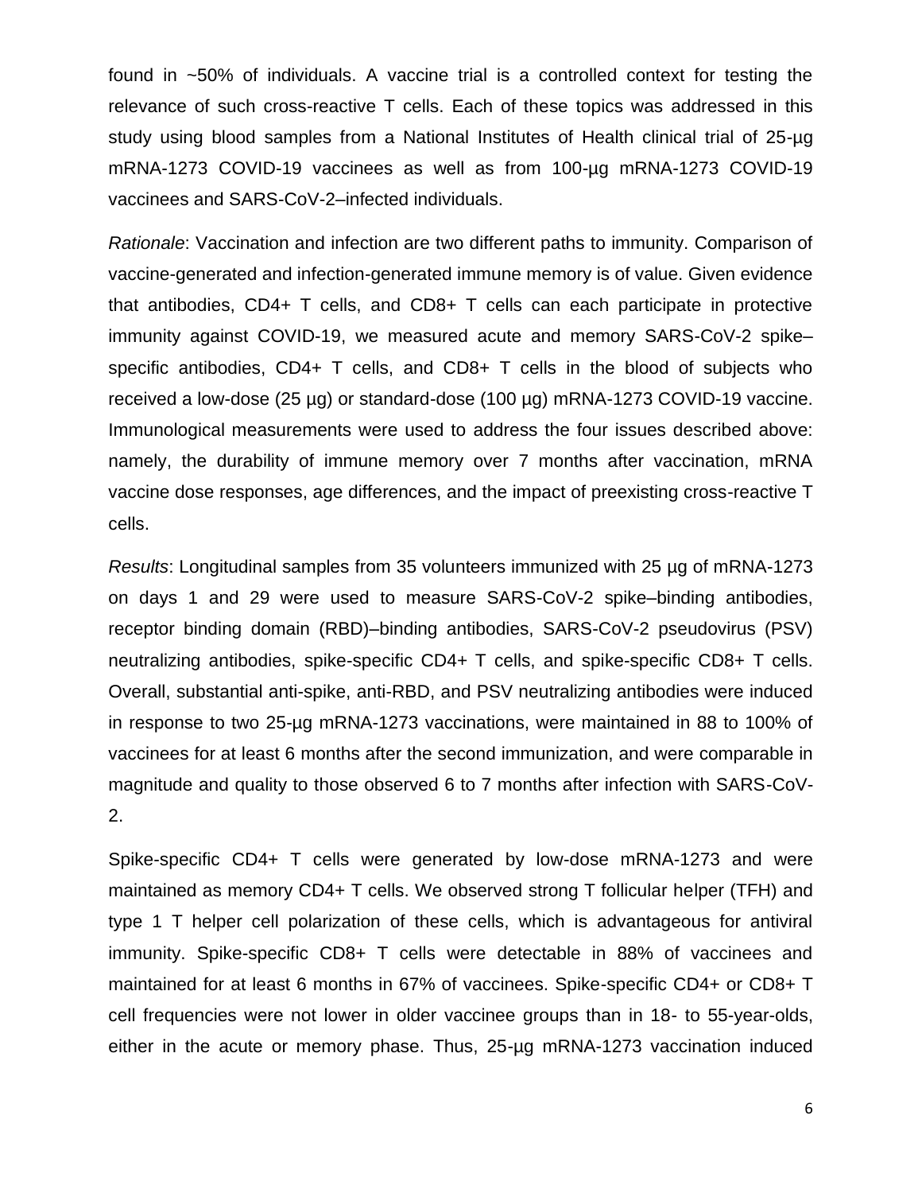found in ~50% of individuals. A vaccine trial is a controlled context for testing the relevance of such cross-reactive T cells. Each of these topics was addressed in this study using blood samples from a National Institutes of Health clinical trial of 25-µg mRNA-1273 COVID-19 vaccinees as well as from 100-µg mRNA-1273 COVID-19 vaccinees and SARS-CoV-2–infected individuals.

*Rationale*: Vaccination and infection are two different paths to immunity. Comparison of vaccine-generated and infection-generated immune memory is of value. Given evidence that antibodies, CD4+ T cells, and CD8+ T cells can each participate in protective immunity against COVID-19, we measured acute and memory SARS-CoV-2 spike–specific antibodies, CD4+ T cells, and CD8+ T cells in the blood of subjects who received a low-dose (25 µg) or standard-dose (100 µg) mRNA-1273 COVID-19 vaccine. Immunological measurements were used to address the four issues described above: namely, the durability of immune memory over 7 months after vaccination, mRNA vaccine dose responses, age differences, and the impact of preexisting cross-reactive T cells.

*Results*: Longitudinal samples from 35 volunteers immunized with 25 µg of mRNA-1273 on days 1 and 29 were used to measure SARS-CoV-2 spike–binding antibodies, receptor binding domain (RBD)–binding antibodies, SARS-CoV-2 pseudovirus (PSV) neutralizing antibodies, spike-specific CD4+ T cells, and spike-specific CD8+ T cells. Overall, substantial anti-spike, anti-RBD, and PSV neutralizing antibodies were induced in response to two 25-µg mRNA-1273 vaccinations, were maintained in 88 to 100% of vaccinees for at least 6 months after the second immunization, and were comparable in magnitude and quality to those observed 6 to 7 months after infection with SARS-CoV-2.

Spike-specific CD4+ T cells were generated by low-dose mRNA-1273 and were maintained as memory CD4+ T cells. We observed strong T follicular helper (TFH) and type 1 T helper cell polarization of these cells, which is advantageous for antiviral immunity. Spike-specific CD8+ T cells were detectable in 88% of vaccinees and maintained for at least 6 months in 67% of vaccinees. Spike-specific CD4+ or CD8+ T cell frequencies were not lower in older vaccinee groups than in 18- to 55-year-olds, either in the acute or memory phase. Thus, 25-µg mRNA-1273 vaccination induced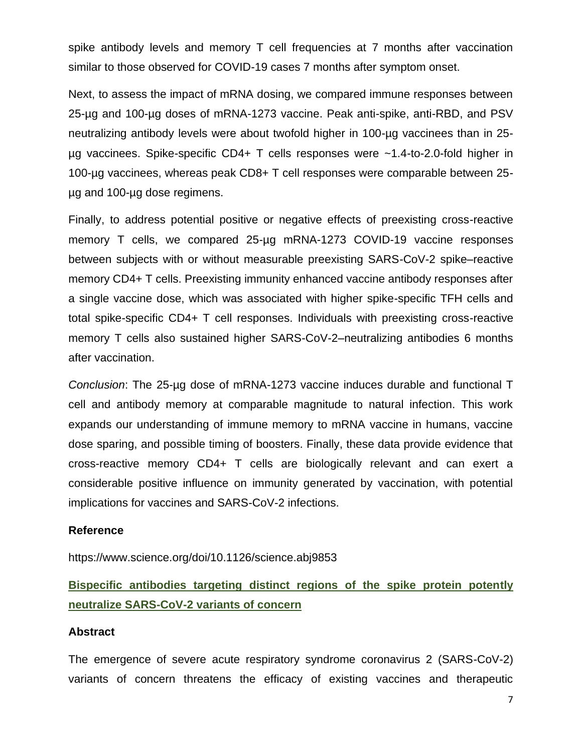spike antibody levels and memory T cell frequencies at 7 months after vaccination similar to those observed for COVID-19 cases 7 months after symptom onset.

Next, to assess the impact of mRNA dosing, we compared immune responses between 25-µg and 100-µg doses of mRNA-1273 vaccine. Peak anti-spike, anti-RBD, and PSV neutralizing antibody levels were about twofold higher in 100-µg vaccinees than in 25-µg vaccinees. Spike-specific CD4+ T cells responses were ~1.4-to-2.0-fold higher in 100-µg vaccinees, whereas peak CD8+ T cell responses were comparable between 25-µg and 100-µg dose regimens.

Finally, to address potential positive or negative effects of preexisting cross-reactive memory T cells, we compared 25-µg mRNA-1273 COVID-19 vaccine responses between subjects with or without measurable preexisting SARS-CoV-2 spike–reactive memory CD4+ T cells. Preexisting immunity enhanced vaccine antibody responses after a single vaccine dose, which was associated with higher spike-specific TFH cells and total spike-specific CD4+ T cell responses. Individuals with preexisting cross-reactive memory T cells also sustained higher SARS-CoV-2–neutralizing antibodies 6 months after vaccination.

*Conclusion*: The 25-µg dose of mRNA-1273 vaccine induces durable and functional T cell and antibody memory at comparable magnitude to natural infection. This work expands our understanding of immune memory to mRNA vaccine in humans, vaccine dose sparing, and possible timing of boosters. Finally, these data provide evidence that cross-reactive memory CD4+ T cells are biologically relevant and can exert a considerable positive influence on immunity generated by vaccination, with potential implications for vaccines and SARS-CoV-2 infections.

**Reference**

https://www.science.org/doi/10.1126/science.abj9853

## Bispecific antibodies targeting distinct regions of the spike protein potently neutralize SARS-CoV-2 variants of concern

**Abstract**

The emergence of severe acute respiratory syndrome coronavirus 2 (SARS-CoV-2) variants of concern threatens the efficacy of existing vaccines and therapeutic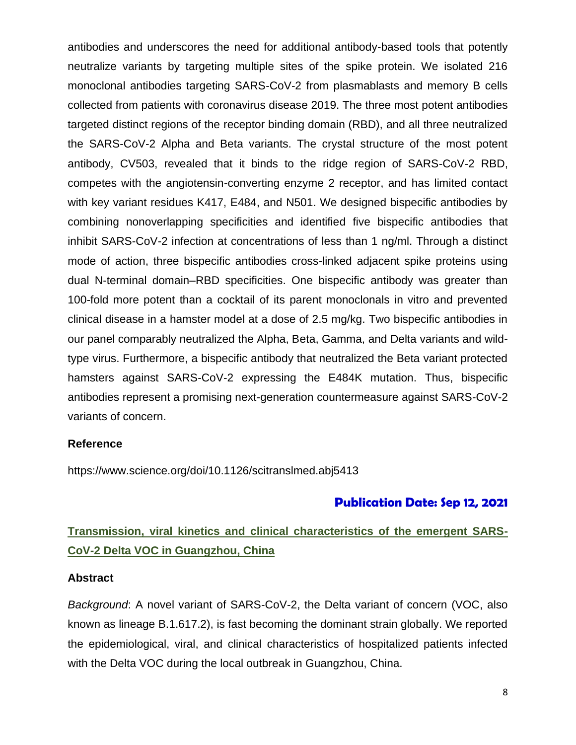antibodies and underscores the need for additional antibody-based tools that potently neutralize variants by targeting multiple sites of the spike protein. We isolated 216 monoclonal antibodies targeting SARS-CoV-2 from plasmablasts and memory B cells collected from patients with coronavirus disease 2019. The three most potent antibodies targeted distinct regions of the receptor binding domain (RBD), and all three neutralized the SARS-CoV-2 Alpha and Beta variants. The crystal structure of the most potent antibody, CV503, revealed that it binds to the ridge region of SARS-CoV-2 RBD, competes with the angiotensin-converting enzyme 2 receptor, and has limited contact with key variant residues K417, E484, and N501. We designed bispecific antibodies by combining nonoverlapping specificities and identified five bispecific antibodies that inhibit SARS-CoV-2 infection at concentrations of less than 1 ng/ml. Through a distinct mode of action, three bispecific antibodies cross-linked adjacent spike proteins using dual N-terminal domain–RBD specificities. One bispecific antibody was greater than 100-fold more potent than a cocktail of its parent monoclonals in vitro and prevented clinical disease in a hamster model at a dose of 2.5 mg/kg. Two bispecific antibodies in our panel comparably neutralized the Alpha, Beta, Gamma, and Delta variants and wild-type virus. Furthermore, a bispecific antibody that neutralized the Beta variant protected hamsters against SARS-CoV-2 expressing the E484K mutation. Thus, bispecific antibodies represent a promising next-generation countermeasure against SARS-CoV-2 variants of concern.

**Reference**

https://www.science.org/doi/10.1126/scitranslmed.abj5413

**Publication Date: Sep 12, 2021**

## Transmission, viral kinetics and clinical characteristics of the emergent SARS-CoV-2 Delta VOC in Guangzhou, China

**Abstract**

*Background*: A novel variant of SARS-CoV-2, the Delta variant of concern (VOC, also known as lineage B.1.617.2), is fast becoming the dominant strain globally. We reported the epidemiological, viral, and clinical characteristics of hospitalized patients infected with the Delta VOC during the local outbreak in Guangzhou, China.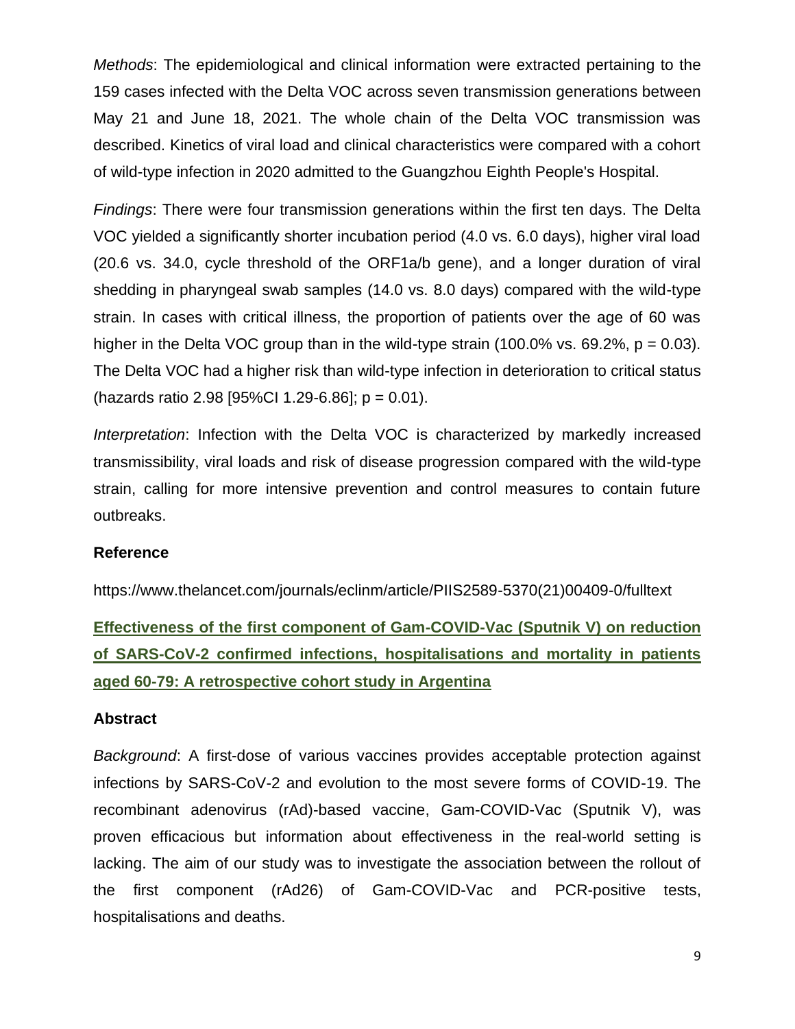*Methods*: The epidemiological and clinical information were extracted pertaining to the 159 cases infected with the Delta VOC across seven transmission generations between May 21 and June 18, 2021. The whole chain of the Delta VOC transmission was described. Kinetics of viral load and clinical characteristics were compared with a cohort of wild-type infection in 2020 admitted to the Guangzhou Eighth People's Hospital.

*Findings*: There were four transmission generations within the first ten days. The Delta VOC yielded a significantly shorter incubation period (4.0 vs. 6.0 days), higher viral load (20.6 vs. 34.0, cycle threshold of the ORF1a/b gene), and a longer duration of viral shedding in pharyngeal swab samples (14.0 vs. 8.0 days) compared with the wild-type strain. In cases with critical illness, the proportion of patients over the age of 60 was higher in the Delta VOC group than in the wild-type strain (100.0% vs. 69.2%, $p = 0.03$). The Delta VOC had a higher risk than wild-type infection in deterioration to critical status (hazards ratio 2.98 [95%CI 1.29-6.86]; $p = 0.01$).

*Interpretation*: Infection with the Delta VOC is characterized by markedly increased transmissibility, viral loads and risk of disease progression compared with the wild-type strain, calling for more intensive prevention and control measures to contain future outbreaks.

### Reference

https://www.thelancet.com/journals/eclinm/article/PIIS2589-5370(21)00409-0/fulltext

## Effectiveness of the first component of Gam-COVID-Vac (Sputnik V) on reduction of SARS-CoV-2 confirmed infections, hospitalisations and mortality in patients aged 60-79: A retrospective cohort study in Argentina

### Abstract

*Background*: A first-dose of various vaccines provides acceptable protection against infections by SARS-CoV-2 and evolution to the most severe forms of COVID-19. The recombinant adenovirus (rAd)-based vaccine, Gam-COVID-Vac (Sputnik V), was proven efficacious but information about effectiveness in the real-world setting is lacking. The aim of our study was to investigate the association between the rollout of the first component (rAd26) of Gam-COVID-Vac and PCR-positive tests, hospitalisations and deaths.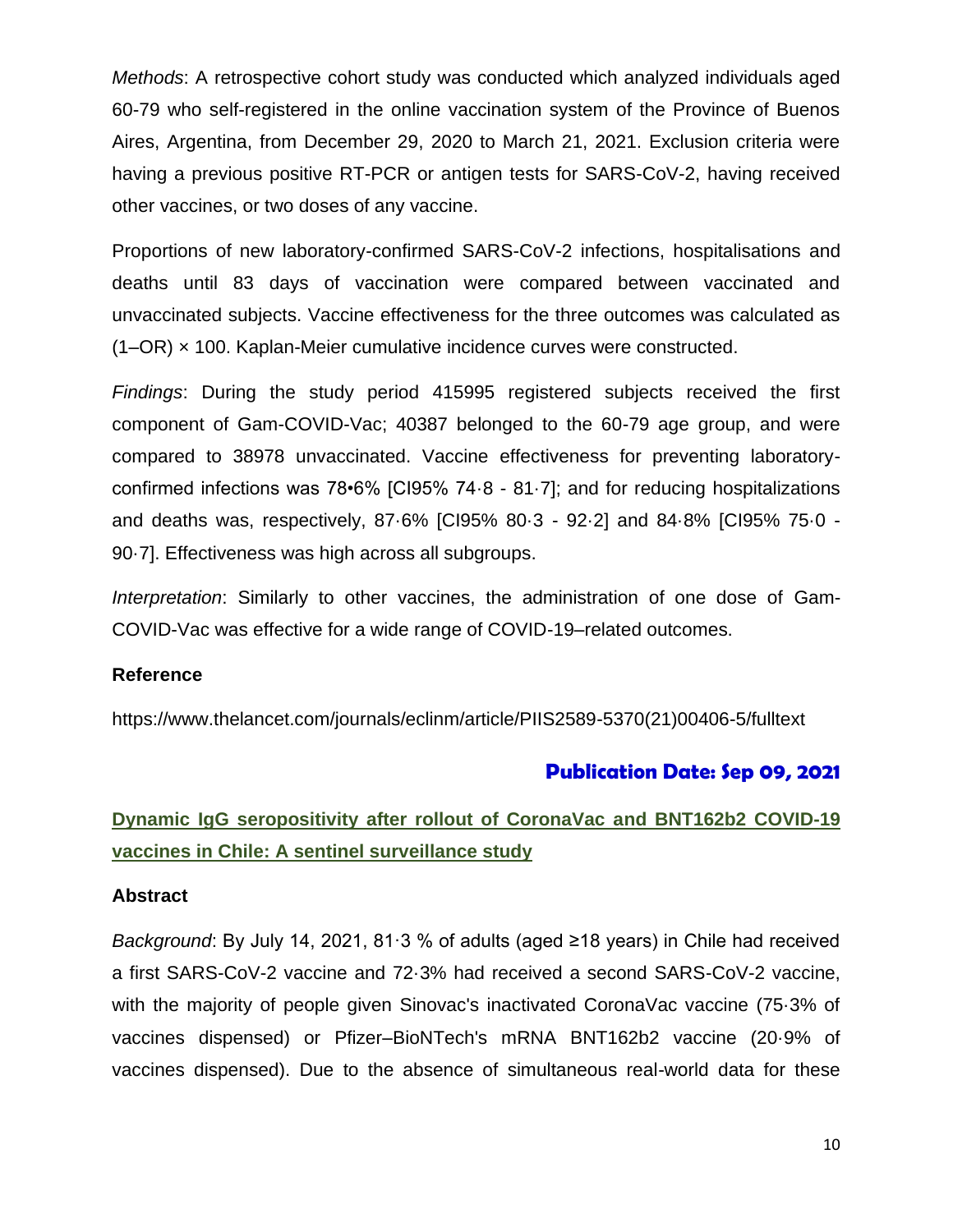*Methods*: A retrospective cohort study was conducted which analyzed individuals aged 60-79 who self-registered in the online vaccination system of the Province of Buenos Aires, Argentina, from December 29, 2020 to March 21, 2021. Exclusion criteria were having a previous positive RT-PCR or antigen tests for SARS-CoV-2, having received other vaccines, or two doses of any vaccine.

Proportions of new laboratory-confirmed SARS-CoV-2 infections, hospitalisations and deaths until 83 days of vaccination were compared between vaccinated and unvaccinated subjects. Vaccine effectiveness for the three outcomes was calculated as (1–OR) × 100. Kaplan-Meier cumulative incidence curves were constructed.

*Findings*: During the study period 415995 registered subjects received the first component of Gam-COVID-Vac; 40387 belonged to the 60-79 age group, and were compared to 38978 unvaccinated. Vaccine effectiveness for preventing laboratory-confirmed infections was 78•6% [CI95% 74·8 - 81·7]; and for reducing hospitalizations and deaths was, respectively, 87·6% [CI95% 80·3 - 92·2] and 84·8% [CI95% 75·0 - 90·7]. Effectiveness was high across all subgroups.

*Interpretation*: Similarly to other vaccines, the administration of one dose of Gam-COVID-Vac was effective for a wide range of COVID-19–related outcomes.

**Reference**

https://www.thelancet.com/journals/eclinm/article/PIIS2589-5370(21)00406-5/fulltext

**Publication Date: Sep 09, 2021**

## Dynamic IgG seropositivity after rollout of CoronaVac and BNT162b2 COVID-19 vaccines in Chile: A sentinel surveillance study

**Abstract**

*Background*: By July 14, 2021, 81·3 % of adults (aged ≥18 years) in Chile had received a first SARS-CoV-2 vaccine and 72·3% had received a second SARS-CoV-2 vaccine, with the majority of people given Sinovac's inactivated CoronaVac vaccine (75·3% of vaccines dispensed) or Pfizer–BioNTech's mRNA BNT162b2 vaccine (20·9% of vaccines dispensed). Due to the absence of simultaneous real-world data for these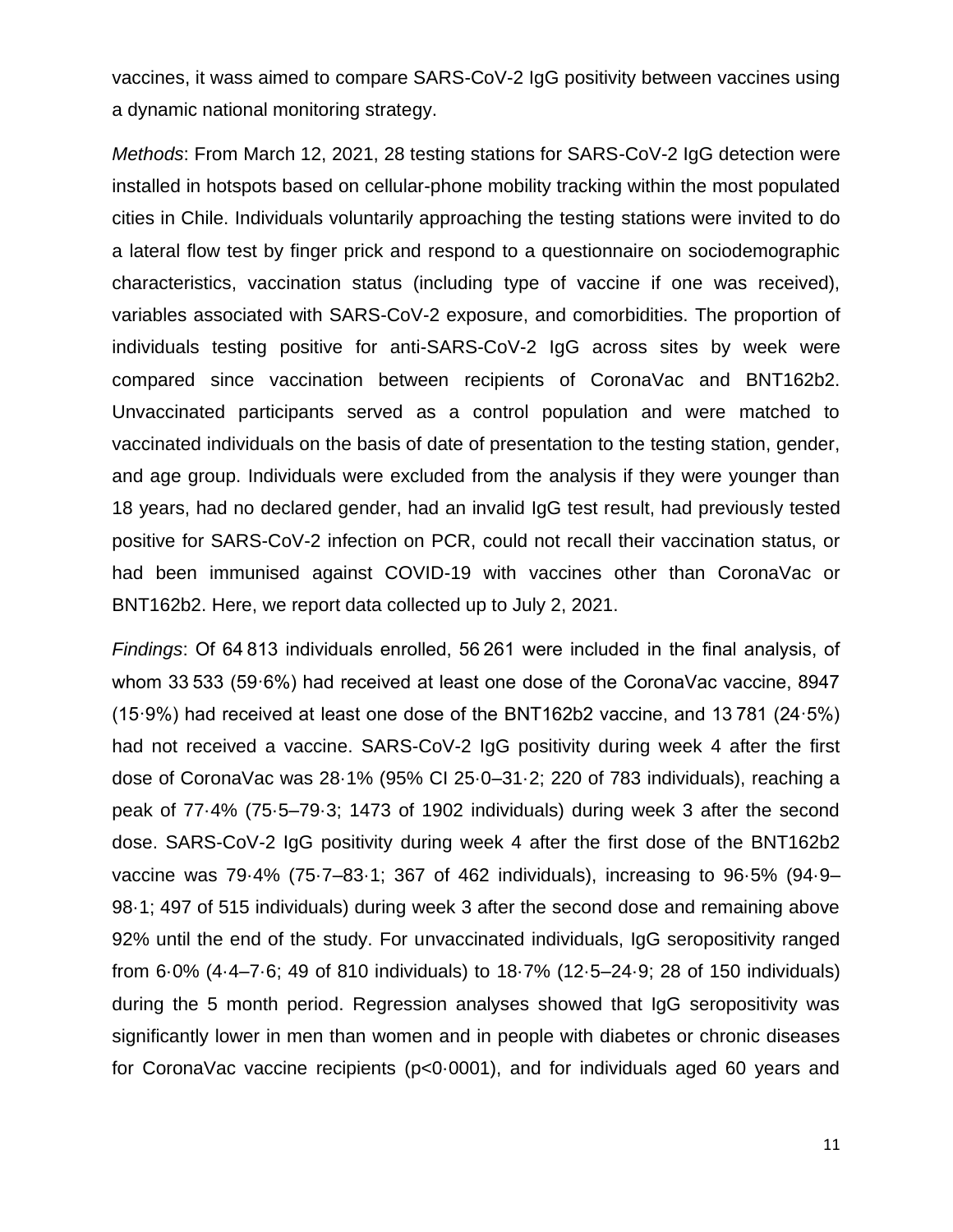vaccines, it wass aimed to compare SARS-CoV-2 IgG positivity between vaccines using a dynamic national monitoring strategy.

*Methods*: From March 12, 2021, 28 testing stations for SARS-CoV-2 IgG detection were installed in hotspots based on cellular-phone mobility tracking within the most populated cities in Chile. Individuals voluntarily approaching the testing stations were invited to do a lateral flow test by finger prick and respond to a questionnaire on sociodemographic characteristics, vaccination status (including type of vaccine if one was received), variables associated with SARS-CoV-2 exposure, and comorbidities. The proportion of individuals testing positive for anti-SARS-CoV-2 IgG across sites by week were compared since vaccination between recipients of CoronaVac and BNT162b2. Unvaccinated participants served as a control population and were matched to vaccinated individuals on the basis of date of presentation to the testing station, gender, and age group. Individuals were excluded from the analysis if they were younger than 18 years, had no declared gender, had an invalid IgG test result, had previously tested positive for SARS-CoV-2 infection on PCR, could not recall their vaccination status, or had been immunised against COVID-19 with vaccines other than CoronaVac or BNT162b2. Here, we report data collected up to July 2, 2021.

*Findings*: Of 64 813 individuals enrolled, 56 261 were included in the final analysis, of whom 33 533 (59·6%) had received at least one dose of the CoronaVac vaccine, 8947 (15·9%) had received at least one dose of the BNT162b2 vaccine, and 13 781 (24·5%) had not received a vaccine. SARS-CoV-2 IgG positivity during week 4 after the first dose of CoronaVac was 28·1% (95% CI 25·0–31·2; 220 of 783 individuals), reaching a peak of 77·4% (75·5–79·3; 1473 of 1902 individuals) during week 3 after the second dose. SARS-CoV-2 IgG positivity during week 4 after the first dose of the BNT162b2 vaccine was 79·4% (75·7–83·1; 367 of 462 individuals), increasing to 96·5% (94·9–98·1; 497 of 515 individuals) during week 3 after the second dose and remaining above 92% until the end of the study. For unvaccinated individuals, IgG seropositivity ranged from 6·0% (4·4–7·6; 49 of 810 individuals) to 18·7% (12·5–24·9; 28 of 150 individuals) during the 5 month period. Regression analyses showed that IgG seropositivity was significantly lower in men than women and in people with diabetes or chronic diseases for CoronaVac vaccine recipients ($p<0{\cdot}0001$), and for individuals aged 60 years and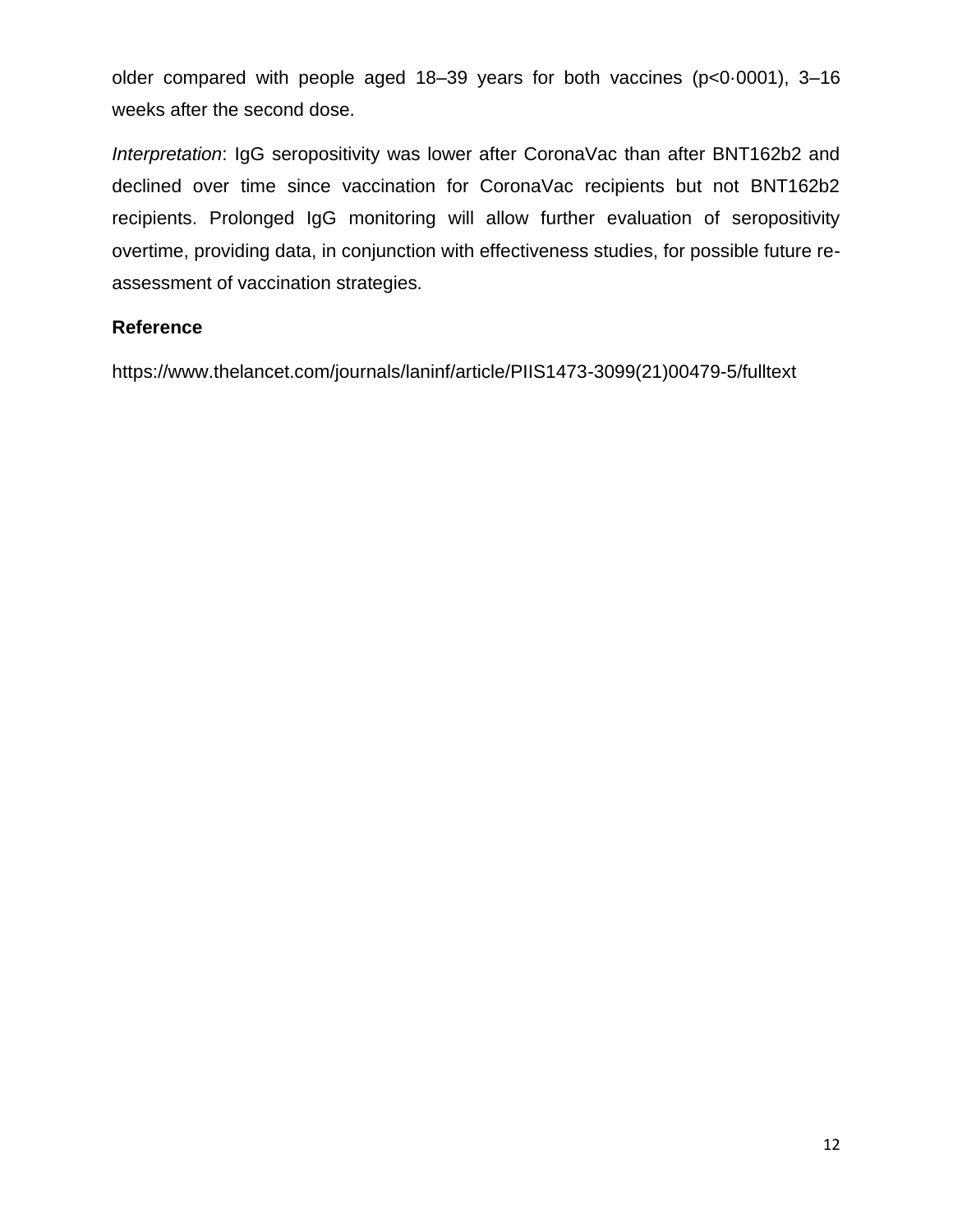older compared with people aged 18–39 years for both vaccines ($p<0{\cdot}0001$), 3–16 weeks after the second dose.

*Interpretation*: IgG seropositivity was lower after CoronaVac than after BNT162b2 and declined over time since vaccination for CoronaVac recipients but not BNT162b2 recipients. Prolonged IgG monitoring will allow further evaluation of seropositivity overtime, providing data, in conjunction with effectiveness studies, for possible future re-assessment of vaccination strategies.

**Reference**

https://www.thelancet.com/journals/laninf/article/PIIS1473-3099(21)00479-5/fulltext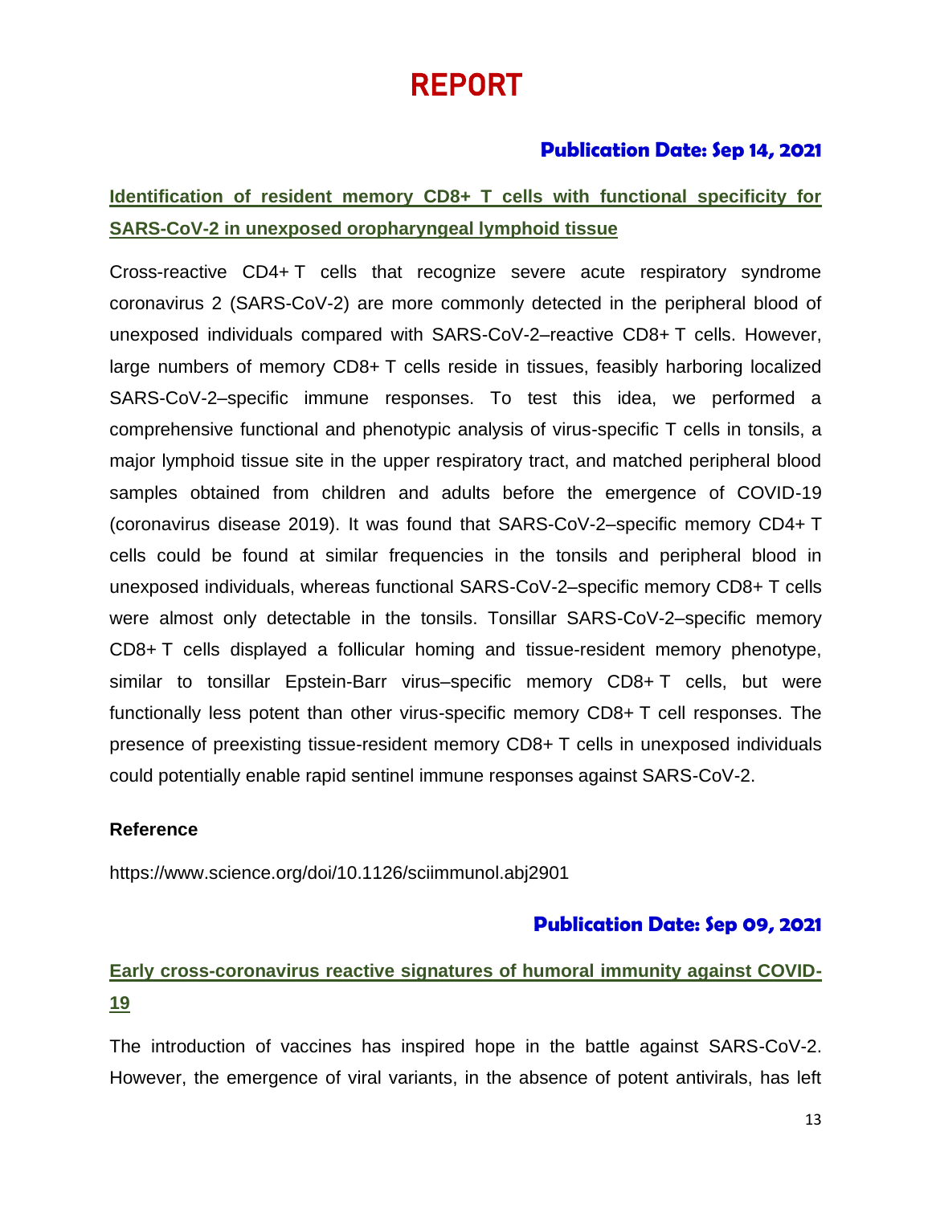# REPORT

**Publication Date: Sep 14, 2021**

## Identification of resident memory CD8+ T cells with functional specificity for SARS-CoV-2 in unexposed oropharyngeal lymphoid tissue

Cross-reactive CD4+ T cells that recognize severe acute respiratory syndrome coronavirus 2 (SARS-CoV-2) are more commonly detected in the peripheral blood of unexposed individuals compared with SARS-CoV-2–reactive CD8+ T cells. However, large numbers of memory CD8+ T cells reside in tissues, feasibly harboring localized SARS-CoV-2–specific immune responses. To test this idea, we performed a comprehensive functional and phenotypic analysis of virus-specific T cells in tonsils, a major lymphoid tissue site in the upper respiratory tract, and matched peripheral blood samples obtained from children and adults before the emergence of COVID-19 (coronavirus disease 2019). It was found that SARS-CoV-2–specific memory CD4+ T cells could be found at similar frequencies in the tonsils and peripheral blood in unexposed individuals, whereas functional SARS-CoV-2–specific memory CD8+ T cells were almost only detectable in the tonsils. Tonsillar SARS-CoV-2–specific memory CD8+ T cells displayed a follicular homing and tissue-resident memory phenotype, similar to tonsillar Epstein-Barr virus–specific memory CD8+ T cells, but were functionally less potent than other virus-specific memory CD8+ T cell responses. The presence of preexisting tissue-resident memory CD8+ T cells in unexposed individuals could potentially enable rapid sentinel immune responses against SARS-CoV-2.

**Reference**

https://www.science.org/doi/10.1126/sciimmunol.abj2901

**Publication Date: Sep 09, 2021**

## Early cross-coronavirus reactive signatures of humoral immunity against COVID-19

The introduction of vaccines has inspired hope in the battle against SARS-CoV-2. However, the emergence of viral variants, in the absence of potent antivirals, has left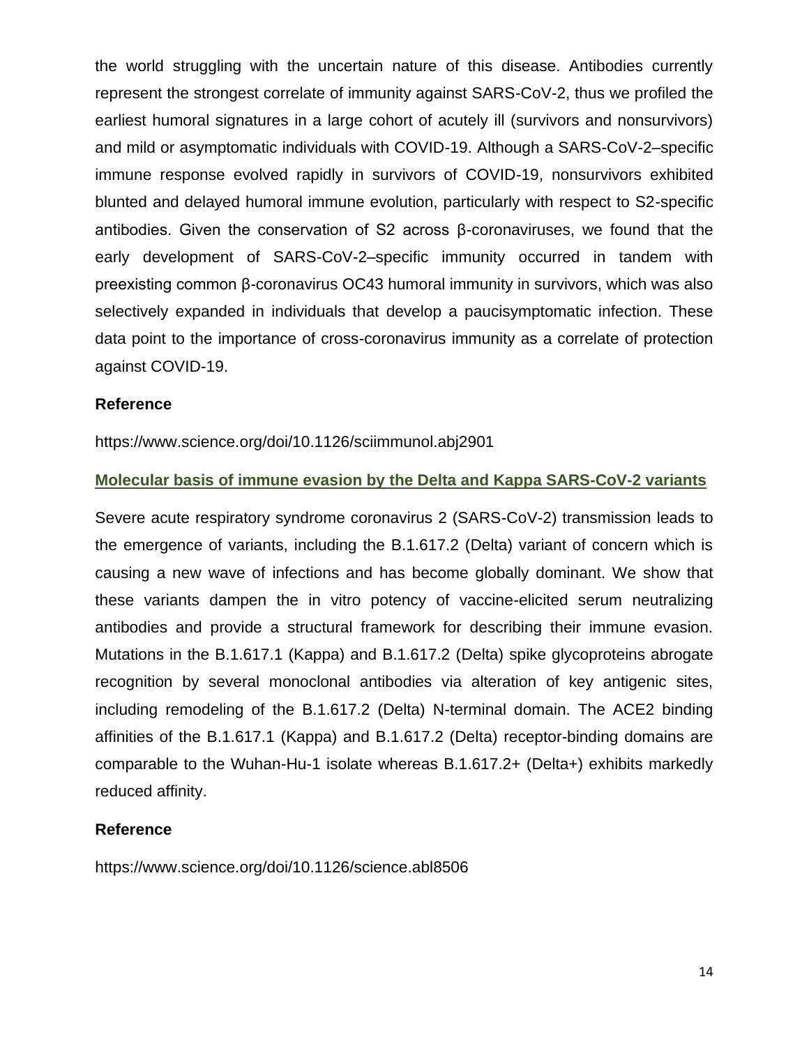the world struggling with the uncertain nature of this disease. Antibodies currently represent the strongest correlate of immunity against SARS-CoV-2, thus we profiled the earliest humoral signatures in a large cohort of acutely ill (survivors and nonsurvivors) and mild or asymptomatic individuals with COVID-19. Although a SARS-CoV-2–specific immune response evolved rapidly in survivors of COVID-19, nonsurvivors exhibited blunted and delayed humoral immune evolution, particularly with respect to S2-specific antibodies. Given the conservation of S2 across β-coronaviruses, we found that the early development of SARS-CoV-2–specific immunity occurred in tandem with preexisting common β-coronavirus OC43 humoral immunity in survivors, which was also selectively expanded in individuals that develop a paucisymptomatic infection. These data point to the importance of cross-coronavirus immunity as a correlate of protection against COVID-19.

**Reference**

https://www.science.org/doi/10.1126/sciimmunol.abj2901

## Molecular basis of immune evasion by the Delta and Kappa SARS-CoV-2 variants

Severe acute respiratory syndrome coronavirus 2 (SARS-CoV-2) transmission leads to the emergence of variants, including the B.1.617.2 (Delta) variant of concern which is causing a new wave of infections and has become globally dominant. We show that these variants dampen the in vitro potency of vaccine-elicited serum neutralizing antibodies and provide a structural framework for describing their immune evasion. Mutations in the B.1.617.1 (Kappa) and B.1.617.2 (Delta) spike glycoproteins abrogate recognition by several monoclonal antibodies via alteration of key antigenic sites, including remodeling of the B.1.617.2 (Delta) N-terminal domain. The ACE2 binding affinities of the B.1.617.1 (Kappa) and B.1.617.2 (Delta) receptor-binding domains are comparable to the Wuhan-Hu-1 isolate whereas B.1.617.2+ (Delta+) exhibits markedly reduced affinity.

**Reference**

https://www.science.org/doi/10.1126/science.abl8506